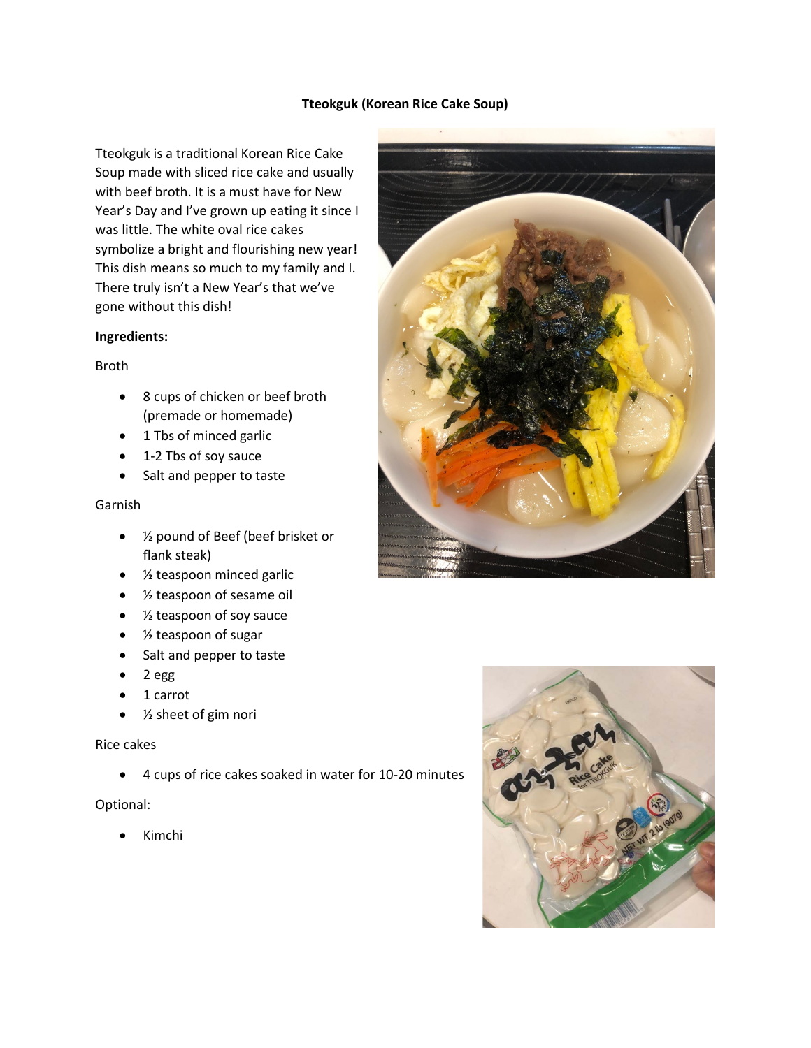# Tteokguk (Korean Rice Cake Soup)

Tteokguk is a traditional Korean Rice Cake Soup made with sliced rice cake and usually with beef broth. It is a must have for New Year's Day and I've grown up eating it since I was little. The white oval rice cakes symbolize a bright and flourishing new year! This dish means so much to my family and I. There truly isn't a New Year's that we've gone without this dish!

**Ingredients:**

Broth

- 8 cups of chicken or beef broth (premade or homemade)
- 1 Tbs of minced garlic
- 1-2 Tbs of soy sauce
- Salt and pepper to taste

Garnish

- ½ pound of Beef (beef brisket or flank steak)
- ½ teaspoon minced garlic
- ½ teaspoon of sesame oil
- ½ teaspoon of soy sauce
- ½ teaspoon of sugar
- Salt and pepper to taste
- 2 egg
- 1 carrot
- ½ sheet of gim nori

Rice cakes

- 4 cups of rice cakes soaked in water for 10-20 minutes

Optional:

- Kimchi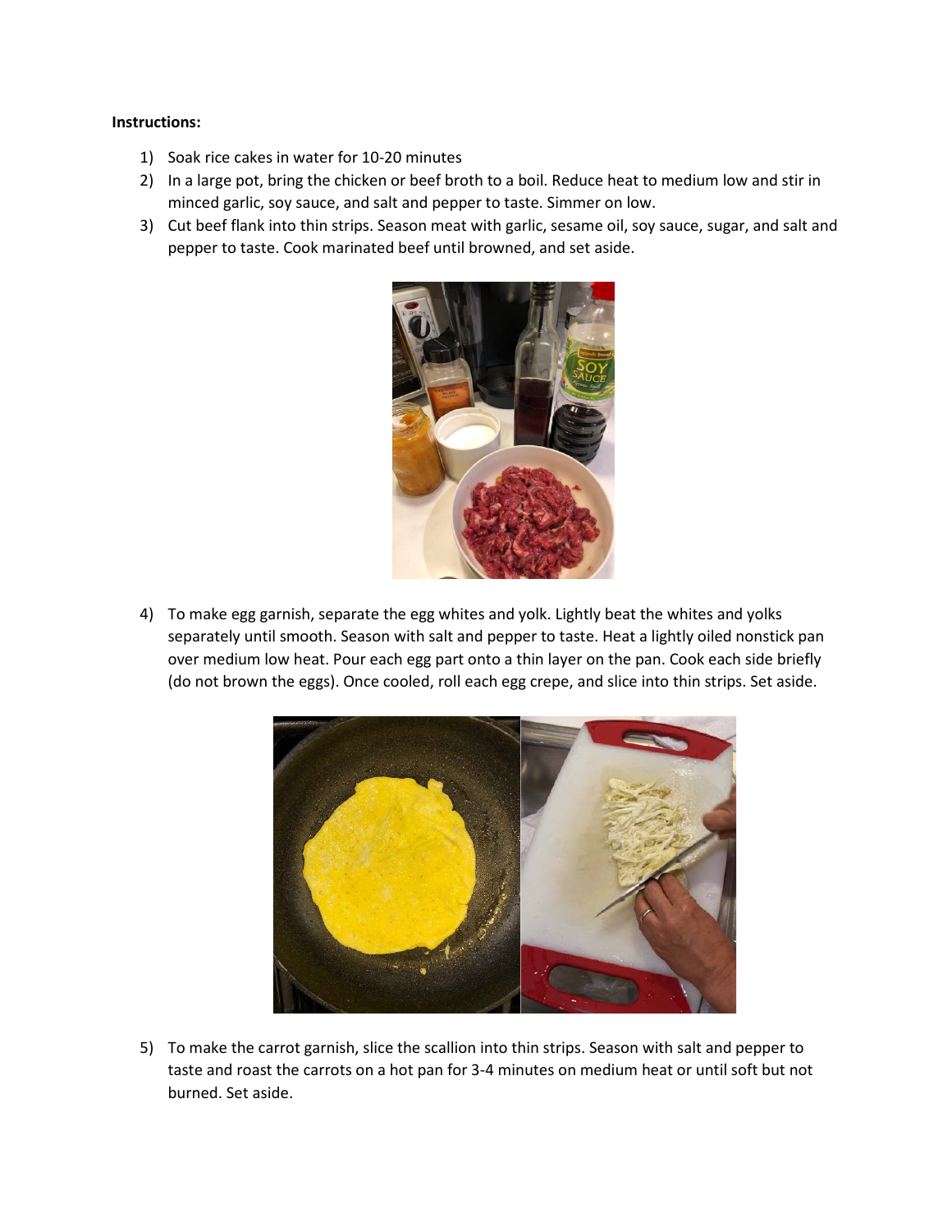**Instructions:**

1) Soak rice cakes in water for 10-20 minutes
2) In a large pot, bring the chicken or beef broth to a boil. Reduce heat to medium low and stir in minced garlic, soy sauce, and salt and pepper to taste. Simmer on low.
3) Cut beef flank into thin strips. Season meat with garlic, sesame oil, soy sauce, sugar, and salt and pepper to taste. Cook marinated beef until browned, and set aside.

4) To make egg garnish, separate the egg whites and yolk. Lightly beat the whites and yolks separately until smooth. Season with salt and pepper to taste. Heat a lightly oiled nonstick pan over medium low heat. Pour each egg part onto a thin layer on the pan. Cook each side briefly (do not brown the eggs). Once cooled, roll each egg crepe, and slice into thin strips. Set aside.

5) To make the carrot garnish, slice the scallion into thin strips. Season with salt and pepper to taste and roast the carrots on a hot pan for 3-4 minutes on medium heat or until soft but not burned. Set aside.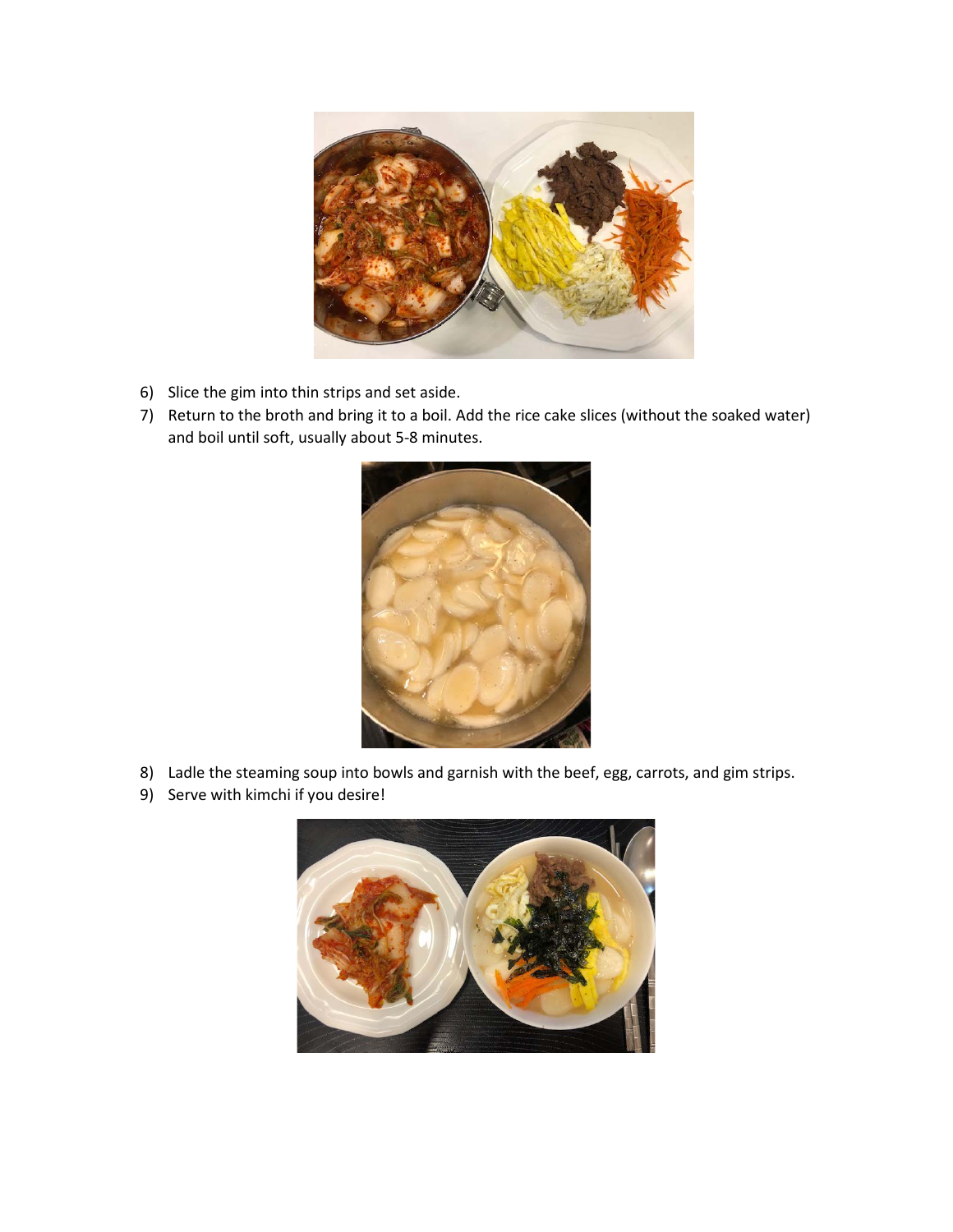6) Slice the gim into thin strips and set aside.
7) Return to the broth and bring it to a boil. Add the rice cake slices (without the soaked water) and boil until soft, usually about 5-8 minutes.

8) Ladle the steaming soup into bowls and garnish with the beef, egg, carrots, and gim strips.
9) Serve with kimchi if you desire!